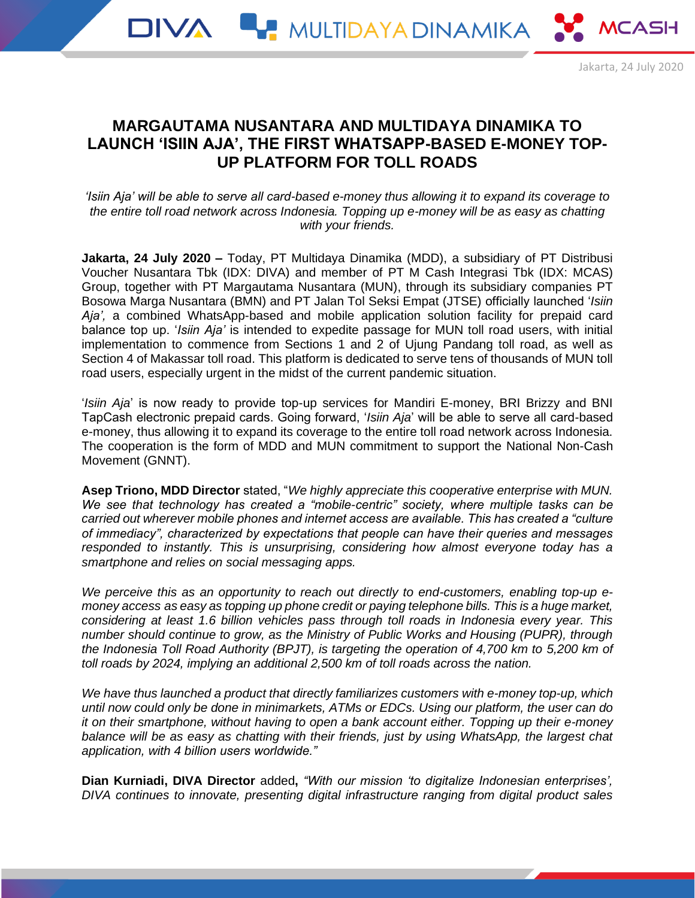Jakarta, 24 July 2020

# MARGAUTAMA NUSANTARA AND MULTIDAYA DINAMIKA TO LAUNCH 'ISIIN AJA', THE FIRST WHATSAPP-BASED E-MONEY TOP-UP PLATFORM FOR TOLL ROADS

*'Isiin Aja' will be able to serve all card-based e-money thus allowing it to expand its coverage to the entire toll road network across Indonesia. Topping up e-money will be as easy as chatting with your friends.*

**Jakarta, 24 July 2020 –** Today, PT Multidaya Dinamika (MDD), a subsidiary of PT Distribusi Voucher Nusantara Tbk (IDX: DIVA) and member of PT M Cash Integrasi Tbk (IDX: MCAS) Group, together with PT Margautama Nusantara (MUN), through its subsidiary companies PT Bosowa Marga Nusantara (BMN) and PT Jalan Tol Seksi Empat (JTSE) officially launched '*Isiin Aja',* a combined WhatsApp-based and mobile application solution facility for prepaid card balance top up. '*Isiin Aja'* is intended to expedite passage for MUN toll road users, with initial implementation to commence from Sections 1 and 2 of Ujung Pandang toll road, as well as Section 4 of Makassar toll road. This platform is dedicated to serve tens of thousands of MUN toll road users, especially urgent in the midst of the current pandemic situation.

'*Isiin Aja*' is now ready to provide top-up services for Mandiri E-money, BRI Brizzy and BNI TapCash electronic prepaid cards. Going forward, '*Isiin Aja*' will be able to serve all card-based e-money, thus allowing it to expand its coverage to the entire toll road network across Indonesia. The cooperation is the form of MDD and MUN commitment to support the National Non-Cash Movement (GNNT).

**Asep Triono, MDD Director** stated, "*We highly appreciate this cooperative enterprise with MUN. We see that technology has created a "mobile-centric" society, where multiple tasks can be carried out wherever mobile phones and internet access are available. This has created a "culture of immediacy", characterized by expectations that people can have their queries and messages responded to instantly. This is unsurprising, considering how almost everyone today has a smartphone and relies on social messaging apps.*

*We perceive this as an opportunity to reach out directly to end-customers, enabling top-up e-money access as easy as topping up phone credit or paying telephone bills. This is a huge market, considering at least 1.6 billion vehicles pass through toll roads in Indonesia every year. This number should continue to grow, as the Ministry of Public Works and Housing (PUPR), through the Indonesia Toll Road Authority (BPJT), is targeting the operation of 4,700 km to 5,200 km of toll roads by 2024, implying an additional 2,500 km of toll roads across the nation.*

*We have thus launched a product that directly familiarizes customers with e-money top-up, which until now could only be done in minimarkets, ATMs or EDCs. Using our platform, the user can do it on their smartphone, without having to open a bank account either. Topping up their e-money balance will be as easy as chatting with their friends, just by using WhatsApp, the largest chat application, with 4 billion users worldwide."*

**Dian Kurniadi, DIVA Director** added**,** *"With our mission 'to digitalize Indonesian enterprises', DIVA continues to innovate, presenting digital infrastructure ranging from digital product sales*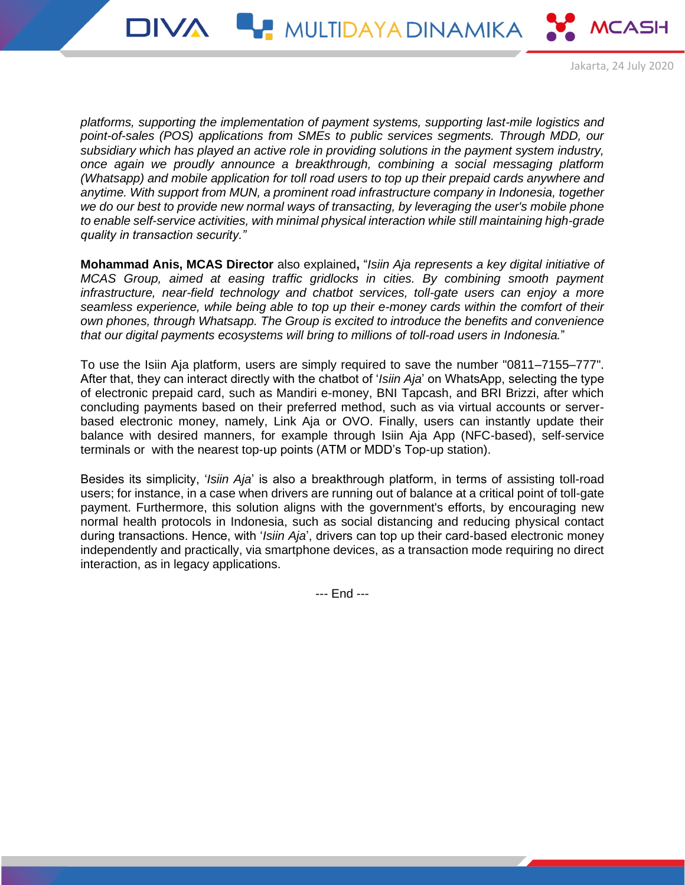*platforms, supporting the implementation of payment systems, supporting last-mile logistics and point-of-sales (POS) applications from SMEs to public services segments. Through MDD, our subsidiary which has played an active role in providing solutions in the payment system industry, once again we proudly announce a breakthrough, combining a social messaging platform (Whatsapp) and mobile application for toll road users to top up their prepaid cards anywhere and anytime. With support from MUN, a prominent road infrastructure company in Indonesia, together we do our best to provide new normal ways of transacting, by leveraging the user's mobile phone to enable self-service activities, with minimal physical interaction while still maintaining high-grade quality in transaction security."*

**Mohammad Anis, MCAS Director** also explained**,** "*Isiin Aja represents a key digital initiative of MCAS Group, aimed at easing traffic gridlocks in cities. By combining smooth payment infrastructure, near-field technology and chatbot services, toll-gate users can enjoy a more seamless experience, while being able to top up their e-money cards within the comfort of their own phones, through Whatsapp. The Group is excited to introduce the benefits and convenience that our digital payments ecosystems will bring to millions of toll-road users in Indonesia.*"

To use the Isiin Aja platform, users are simply required to save the number "0811–7155–777". After that, they can interact directly with the chatbot of '*Isiin Aja*' on WhatsApp, selecting the type of electronic prepaid card, such as Mandiri e-money, BNI Tapcash, and BRI Brizzi, after which concluding payments based on their preferred method, such as via virtual accounts or server-based electronic money, namely, Link Aja or OVO. Finally, users can instantly update their balance with desired manners, for example through Isiin Aja App (NFC-based), self-service terminals or with the nearest top-up points (ATM or MDD's Top-up station).

Besides its simplicity, '*Isiin Aja*' is also a breakthrough platform, in terms of assisting toll-road users; for instance, in a case when drivers are running out of balance at a critical point of toll-gate payment. Furthermore, this solution aligns with the government's efforts, by encouraging new normal health protocols in Indonesia, such as social distancing and reducing physical contact during transactions. Hence, with '*Isiin Aja*', drivers can top up their card-based electronic money independently and practically, via smartphone devices, as a transaction mode requiring no direct interaction, as in legacy applications.

--- End ---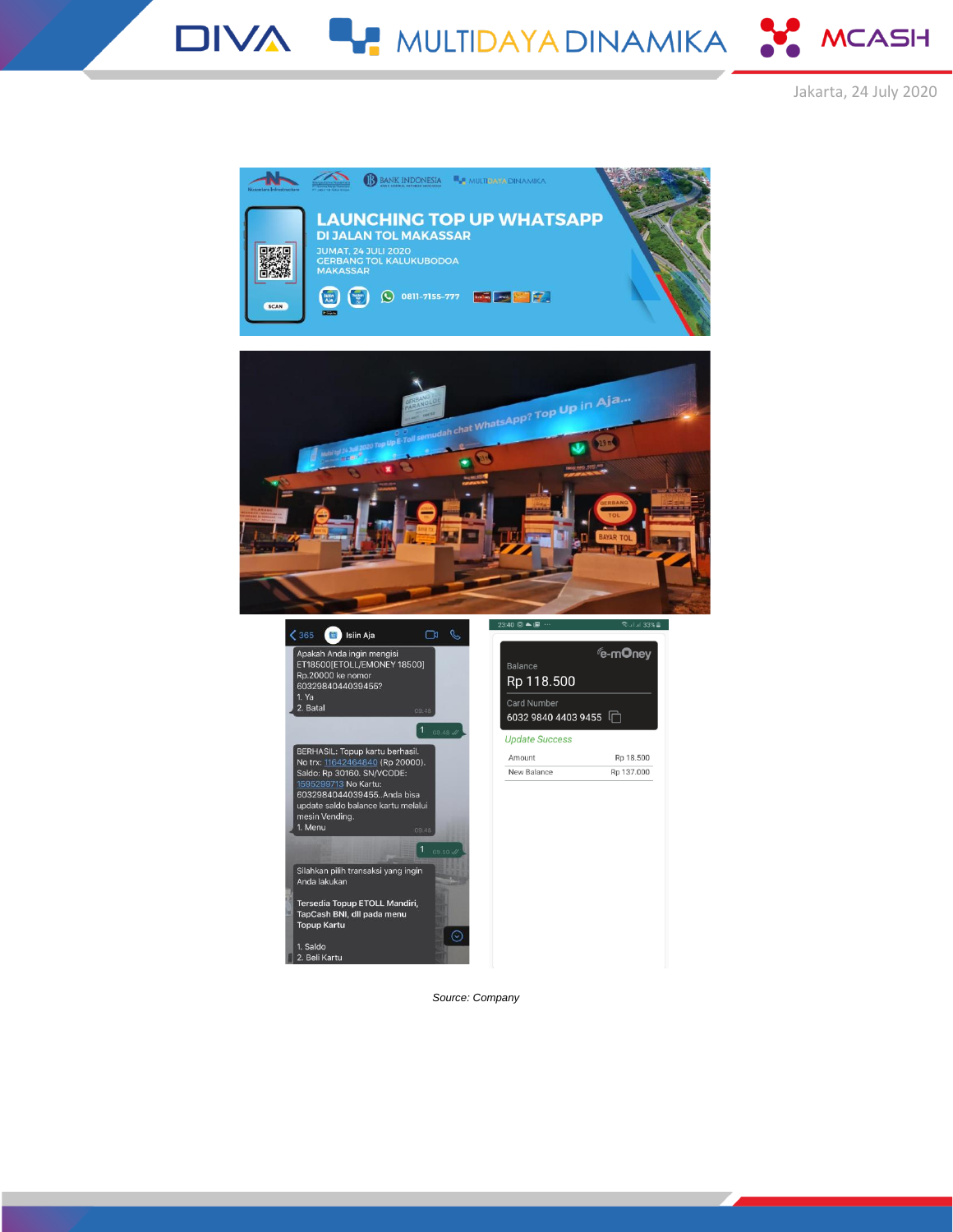Jakarta, 24 July 2020

*Source: Company*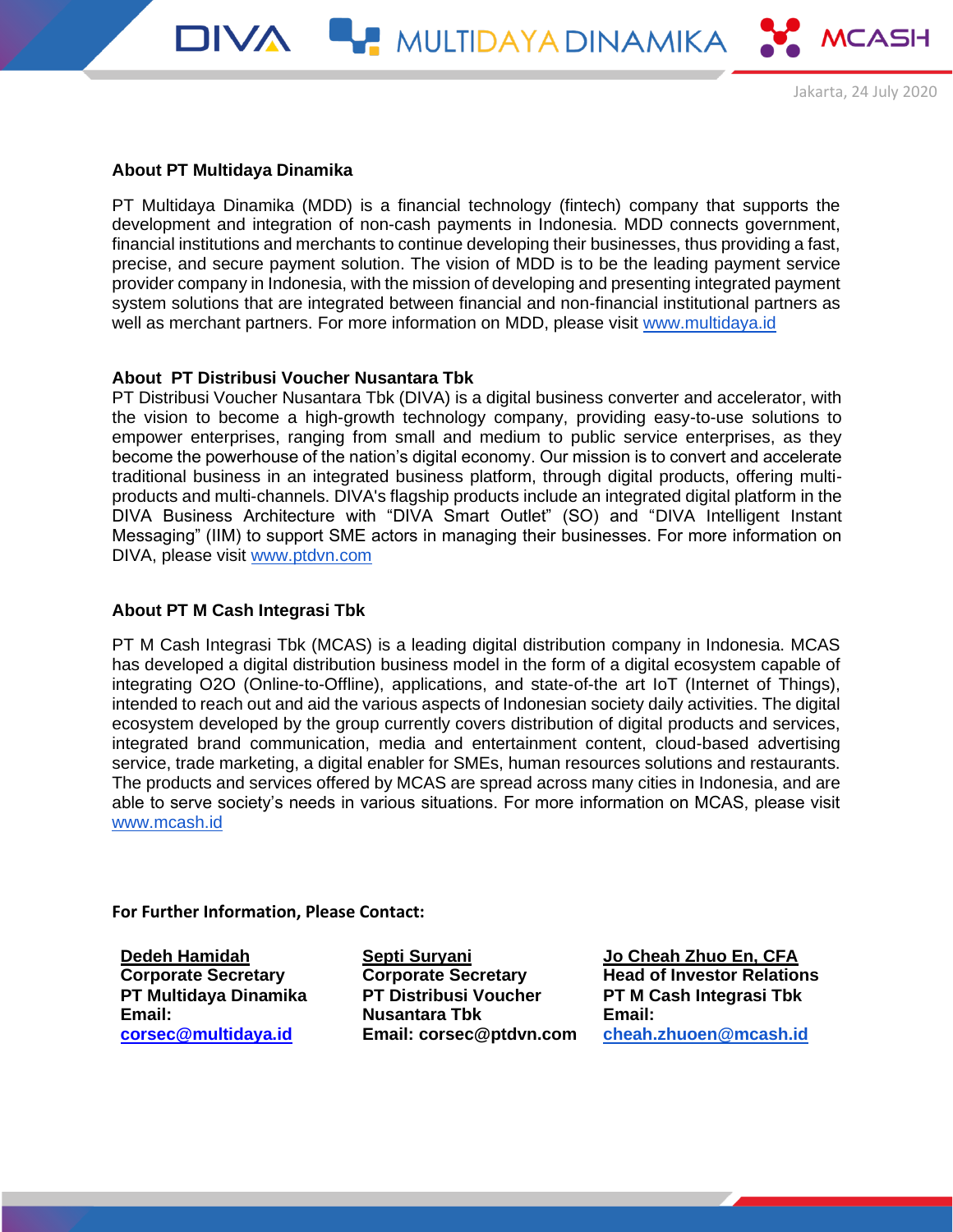Jakarta, 24 July 2020

### About PT Multidaya Dinamika

PT Multidaya Dinamika (MDD) is a financial technology (fintech) company that supports the development and integration of non-cash payments in Indonesia. MDD connects government, financial institutions and merchants to continue developing their businesses, thus providing a fast, precise, and secure payment solution. The vision of MDD is to be the leading payment service provider company in Indonesia, with the mission of developing and presenting integrated payment system solutions that are integrated between financial and non-financial institutional partners as well as merchant partners. For more information on MDD, please visit www.multidaya.id

### About PT Distribusi Voucher Nusantara Tbk

PT Distribusi Voucher Nusantara Tbk (DIVA) is a digital business converter and accelerator, with the vision to become a high-growth technology company, providing easy-to-use solutions to empower enterprises, ranging from small and medium to public service enterprises, as they become the powerhouse of the nation's digital economy. Our mission is to convert and accelerate traditional business in an integrated business platform, through digital products, offering multi-products and multi-channels. DIVA's flagship products include an integrated digital platform in the DIVA Business Architecture with "DIVA Smart Outlet" (SO) and "DIVA Intelligent Instant Messaging" (IIM) to support SME actors in managing their businesses. For more information on DIVA, please visit www.ptdvn.com

### About PT M Cash Integrasi Tbk

PT M Cash Integrasi Tbk (MCAS) is a leading digital distribution company in Indonesia. MCAS has developed a digital distribution business model in the form of a digital ecosystem capable of integrating O2O (Online-to-Offline), applications, and state-of-the art IoT (Internet of Things), intended to reach out and aid the various aspects of Indonesian society daily activities. The digital ecosystem developed by the group currently covers distribution of digital products and services, integrated brand communication, media and entertainment content, cloud-based advertising service, trade marketing, a digital enabler for SMEs, human resources solutions and restaurants. The products and services offered by MCAS are spread across many cities in Indonesia, and are able to serve society's needs in various situations. For more information on MCAS, please visit www.mcash.id

**For Further Information, Please Contact:**

**Dedeh Hamidah**
**Corporate Secretary**
**PT Multidaya Dinamika**
**Email:**
**corsec@multidaya.id**

**Septi Suryani**
**Corporate Secretary**
**PT Distribusi Voucher Nusantara Tbk**
**Email: corsec@ptdvn.com**

**Jo Cheah Zhuo En, CFA**
**Head of Investor Relations**
**PT M Cash Integrasi Tbk**
**Email:**
**cheah.zhuoen@mcash.id**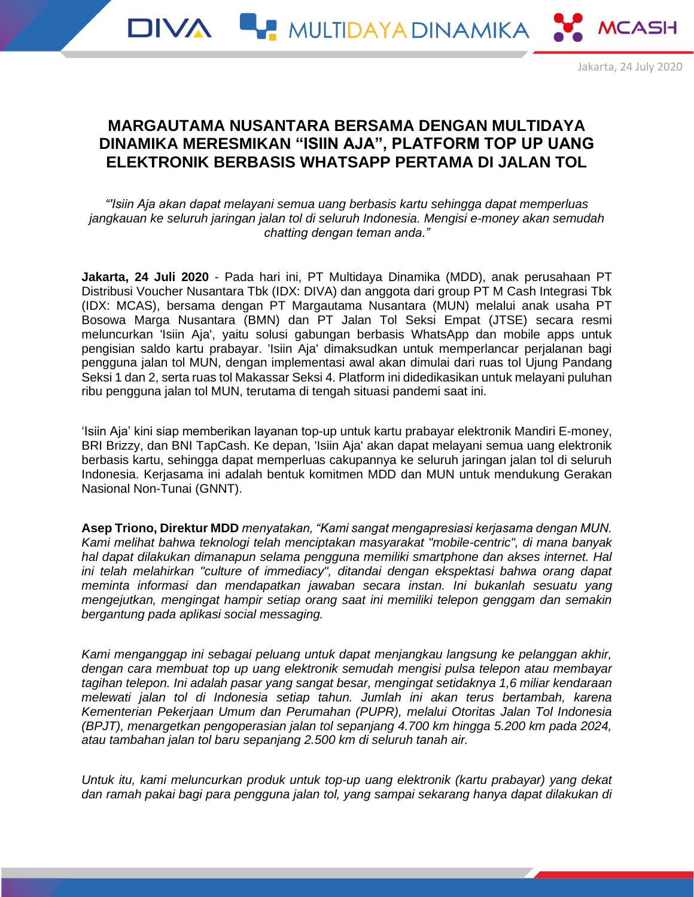Jakarta, 24 July 2020

# MARGAUTAMA NUSANTARA BERSAMA DENGAN MULTIDAYA DINAMIKA MERESMIKAN "ISIIN AJA", PLATFORM TOP UP UANG ELEKTRONIK BERBASIS WHATSAPP PERTAMA DI JALAN TOL

*"'Isiin Aja akan dapat melayani semua uang berbasis kartu sehingga dapat memperluas jangkauan ke seluruh jaringan jalan tol di seluruh Indonesia. Mengisi e-money akan semudah chatting dengan teman anda."*

**Jakarta, 24 Juli 2020** - Pada hari ini, PT Multidaya Dinamika (MDD), anak perusahaan PT Distribusi Voucher Nusantara Tbk (IDX: DIVA) dan anggota dari group PT M Cash Integrasi Tbk (IDX: MCAS), bersama dengan PT Margautama Nusantara (MUN) melalui anak usaha PT Bosowa Marga Nusantara (BMN) dan PT Jalan Tol Seksi Empat (JTSE) secara resmi meluncurkan 'Isiin Aja', yaitu solusi gabungan berbasis WhatsApp dan mobile apps untuk pengisian saldo kartu prabayar. 'Isiin Aja' dimaksudkan untuk memperlancar perjalanan bagi pengguna jalan tol MUN, dengan implementasi awal akan dimulai dari ruas tol Ujung Pandang Seksi 1 dan 2, serta ruas tol Makassar Seksi 4. Platform ini didedikasikan untuk melayani puluhan ribu pengguna jalan tol MUN, terutama di tengah situasi pandemi saat ini.

'Isiin Aja' kini siap memberikan layanan top-up untuk kartu prabayar elektronik Mandiri E-money, BRI Brizzy, dan BNI TapCash. Ke depan, 'Isiin Aja' akan dapat melayani semua uang elektronik berbasis kartu, sehingga dapat memperluas cakupannya ke seluruh jaringan jalan tol di seluruh Indonesia. Kerjasama ini adalah bentuk komitmen MDD dan MUN untuk mendukung Gerakan Nasional Non-Tunai (GNNT).

**Asep Triono, Direktur MDD** *menyatakan, "Kami sangat mengapresiasi kerjasama dengan MUN. Kami melihat bahwa teknologi telah menciptakan masyarakat "mobile-centric", di mana banyak hal dapat dilakukan dimanapun selama pengguna memiliki smartphone dan akses internet. Hal ini telah melahirkan "culture of immediacy", ditandai dengan ekspektasi bahwa orang dapat meminta informasi dan mendapatkan jawaban secara instan. Ini bukanlah sesuatu yang mengejutkan, mengingat hampir setiap orang saat ini memiliki telepon genggam dan semakin bergantung pada aplikasi social messaging.*

*Kami menganggap ini sebagai peluang untuk dapat menjangkau langsung ke pelanggan akhir, dengan cara membuat top up uang elektronik semudah mengisi pulsa telepon atau membayar tagihan telepon. Ini adalah pasar yang sangat besar, mengingat setidaknya 1,6 miliar kendaraan melewati jalan tol di Indonesia setiap tahun. Jumlah ini akan terus bertambah, karena Kementerian Pekerjaan Umum dan Perumahan (PUPR), melalui Otoritas Jalan Tol Indonesia (BPJT), menargetkan pengoperasian jalan tol sepanjang 4.700 km hingga 5.200 km pada 2024, atau tambahan jalan tol baru sepanjang 2.500 km di seluruh tanah air.*

*Untuk itu, kami meluncurkan produk untuk top-up uang elektronik (kartu prabayar) yang dekat dan ramah pakai bagi para pengguna jalan tol, yang sampai sekarang hanya dapat dilakukan di*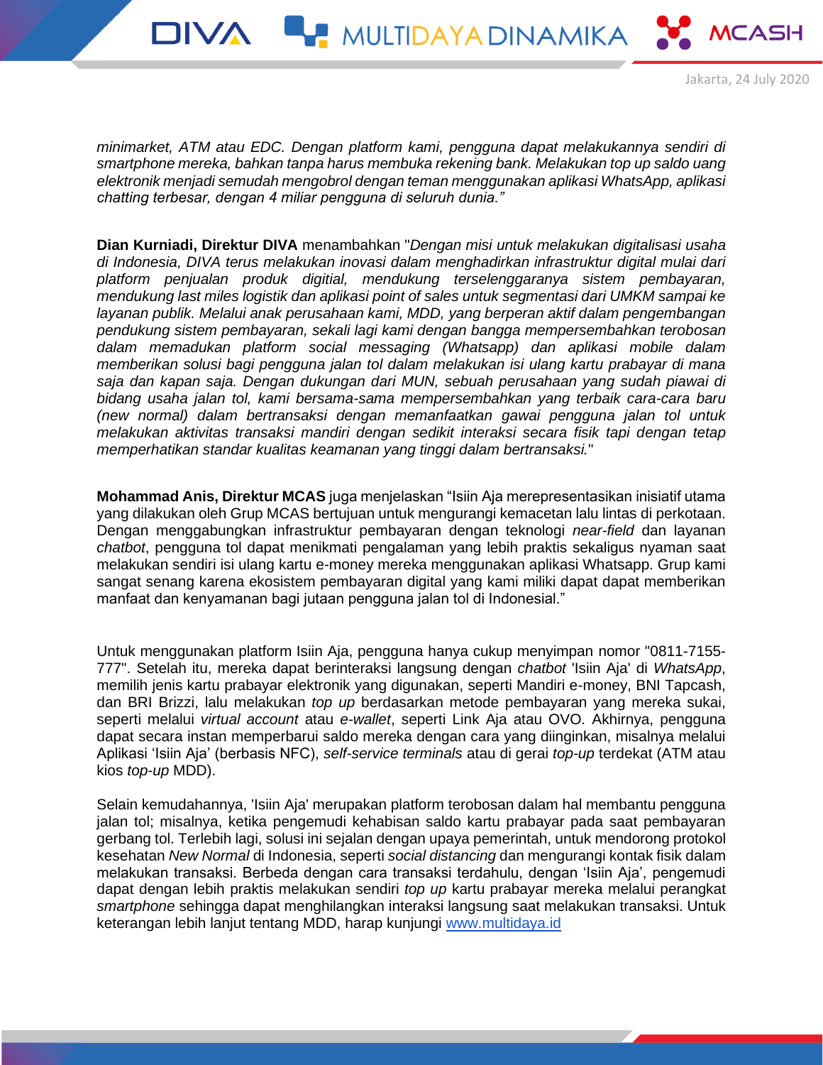*minimarket, ATM atau EDC. Dengan platform kami, pengguna dapat melakukannya sendiri di smartphone mereka, bahkan tanpa harus membuka rekening bank. Melakukan top up saldo uang elektronik menjadi semudah mengobrol dengan teman menggunakan aplikasi WhatsApp, aplikasi chatting terbesar, dengan 4 miliar pengguna di seluruh dunia."*

**Dian Kurniadi, Direktur DIVA** menambahkan "*Dengan misi untuk melakukan digitalisasi usaha di Indonesia, DIVA terus melakukan inovasi dalam menghadirkan infrastruktur digital mulai dari platform penjualan produk digitial, mendukung terselenggaranya sistem pembayaran, mendukung last miles logistik dan aplikasi point of sales untuk segmentasi dari UMKM sampai ke layanan publik. Melalui anak perusahaan kami, MDD, yang berperan aktif dalam pengembangan pendukung sistem pembayaran, sekali lagi kami dengan bangga mempersembahkan terobosan dalam memadukan platform social messaging (Whatsapp) dan aplikasi mobile dalam memberikan solusi bagi pengguna jalan tol dalam melakukan isi ulang kartu prabayar di mana saja dan kapan saja. Dengan dukungan dari MUN, sebuah perusahaan yang sudah piawai di bidang usaha jalan tol, kami bersama-sama mempersembahkan yang terbaik cara-cara baru (new normal) dalam bertransaksi dengan memanfaatkan gawai pengguna jalan tol untuk melakukan aktivitas transaksi mandiri dengan sedikit interaksi secara fisik tapi dengan tetap memperhatikan standar kualitas keamanan yang tinggi dalam bertransaksi.*"

**Mohammad Anis, Direktur MCAS** juga menjelaskan "Isiin Aja merepresentasikan inisiatif utama yang dilakukan oleh Grup MCAS bertujuan untuk mengurangi kemacetan lalu lintas di perkotaan. Dengan menggabungkan infrastruktur pembayaran dengan teknologi *near-field* dan layanan *chatbot*, pengguna tol dapat menikmati pengalaman yang lebih praktis sekaligus nyaman saat melakukan sendiri isi ulang kartu e-money mereka menggunakan aplikasi Whatsapp. Grup kami sangat senang karena ekosistem pembayaran digital yang kami miliki dapat dapat memberikan manfaat dan kenyamanan bagi jutaan pengguna jalan tol di Indonesial."

Untuk menggunakan platform Isiin Aja, pengguna hanya cukup menyimpan nomor "0811-7155-777". Setelah itu, mereka dapat berinteraksi langsung dengan *chatbot* 'Isiin Aja' di *WhatsApp*, memilih jenis kartu prabayar elektronik yang digunakan, seperti Mandiri e-money, BNI Tapcash, dan BRI Brizzi, lalu melakukan *top up* berdasarkan metode pembayaran yang mereka sukai, seperti melalui *virtual account* atau *e-wallet*, seperti Link Aja atau OVO. Akhirnya, pengguna dapat secara instan memperbarui saldo mereka dengan cara yang diinginkan, misalnya melalui Aplikasi 'Isiin Aja' (berbasis NFC), *self-service terminals* atau di gerai *top-up* terdekat (ATM atau kios *top-up* MDD).

Selain kemudahannya, 'Isiin Aja' merupakan platform terobosan dalam hal membantu pengguna jalan tol; misalnya, ketika pengemudi kehabisan saldo kartu prabayar pada saat pembayaran gerbang tol. Terlebih lagi, solusi ini sejalan dengan upaya pemerintah, untuk mendorong protokol kesehatan *New Normal* di Indonesia, seperti *social distancing* dan mengurangi kontak fisik dalam melakukan transaksi. Berbeda dengan cara transaksi terdahulu, dengan 'Isiin Aja', pengemudi dapat dengan lebih praktis melakukan sendiri *top up* kartu prabayar mereka melalui perangkat *smartphone* sehingga dapat menghilangkan interaksi langsung saat melakukan transaksi. Untuk keterangan lebih lanjut tentang MDD, harap kunjungi [www.multidaya.id](www.multidaya.id)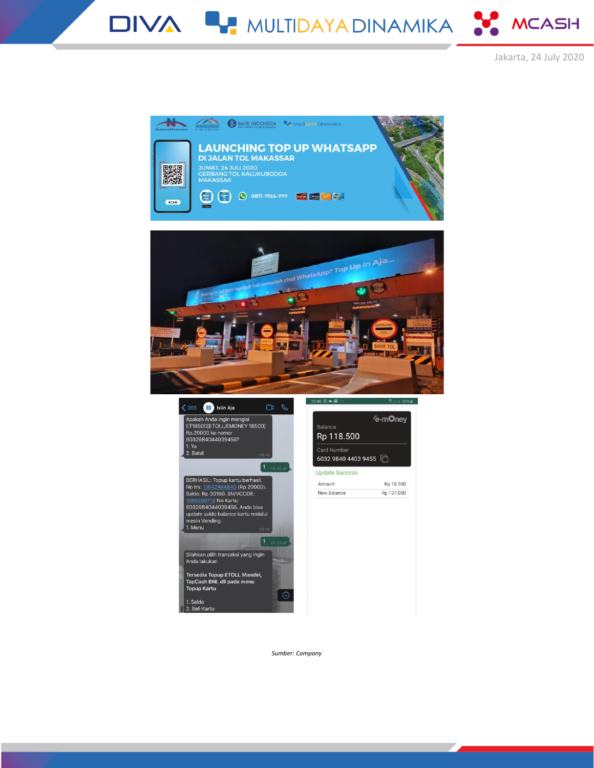Jakarta, 24 July 2020

*Sumber: Company*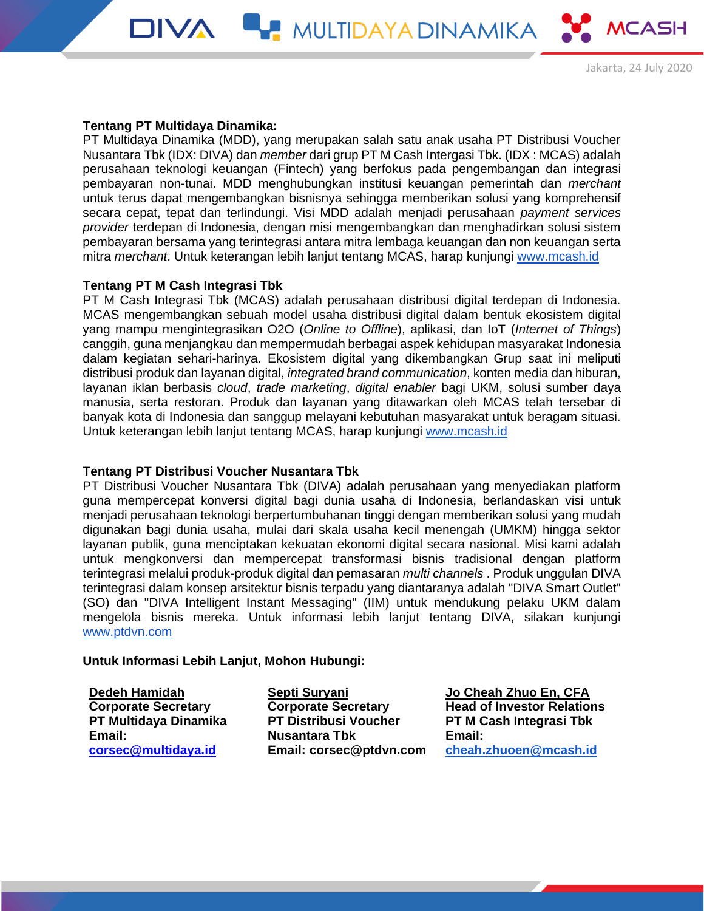Jakarta, 24 July 2020

**Tentang PT Multidaya Dinamika:**
PT Multidaya Dinamika (MDD), yang merupakan salah satu anak usaha PT Distribusi Voucher Nusantara Tbk (IDX: DIVA) dan *member* dari grup PT M Cash Intergasi Tbk. (IDX : MCAS) adalah perusahaan teknologi keuangan (Fintech) yang berfokus pada pengembangan dan integrasi pembayaran non-tunai. MDD menghubungkan institusi keuangan pemerintah dan *merchant* untuk terus dapat mengembangkan bisnisnya sehingga memberikan solusi yang komprehensif secara cepat, tepat dan terlindungi. Visi MDD adalah menjadi perusahaan *payment services provider* terdepan di Indonesia, dengan misi mengembangkan dan menghadirkan solusi sistem pembayaran bersama yang terintegrasi antara mitra lembaga keuangan dan non keuangan serta mitra *merchant*. Untuk keterangan lebih lanjut tentang MCAS, harap kunjungi www.mcash.id

**Tentang PT M Cash Integrasi Tbk**
PT M Cash Integrasi Tbk (MCAS) adalah perusahaan distribusi digital terdepan di Indonesia. MCAS mengembangkan sebuah model usaha distribusi digital dalam bentuk ekosistem digital yang mampu mengintegrasikan O2O (*Online to Offline*), aplikasi, dan IoT (*Internet of Things*) canggih, guna menjangkau dan mempermudah berbagai aspek kehidupan masyarakat Indonesia dalam kegiatan sehari-harinya. Ekosistem digital yang dikembangkan Grup saat ini meliputi distribusi produk dan layanan digital, *integrated brand communication*, konten media dan hiburan, layanan iklan berbasis *cloud*, *trade marketing*, *digital enabler* bagi UKM, solusi sumber daya manusia, serta restoran. Produk dan layanan yang ditawarkan oleh MCAS telah tersebar di banyak kota di Indonesia dan sanggup melayani kebutuhan masyarakat untuk beragam situasi. Untuk keterangan lebih lanjut tentang MCAS, harap kunjungi www.mcash.id

**Tentang PT Distribusi Voucher Nusantara Tbk**
PT Distribusi Voucher Nusantara Tbk (DIVA) adalah perusahaan yang menyediakan platform guna mempercepat konversi digital bagi dunia usaha di Indonesia, berlandaskan visi untuk menjadi perusahaan teknologi berpertumbuhanan tinggi dengan memberikan solusi yang mudah digunakan bagi dunia usaha, mulai dari skala usaha kecil menengah (UMKM) hingga sektor layanan publik, guna menciptakan kekuatan ekonomi digital secara nasional. Misi kami adalah untuk mengkonversi dan mempercepat transformasi bisnis tradisional dengan platform terintegrasi melalui produk-produk digital dan pemasaran *multi channels* . Produk unggulan DIVA terintegrasi dalam konsep arsitektur bisnis terpadu yang diantaranya adalah "DIVA Smart Outlet" (SO) dan "DIVA Intelligent Instant Messaging" (IIM) untuk mendukung pelaku UKM dalam mengelola bisnis mereka. Untuk informasi lebih lanjut tentang DIVA, silakan kunjungi www.ptdvn.com

**Untuk Informasi Lebih Lanjut, Mohon Hubungi:**

**Dedeh Hamidah**
**Corporate Secretary**
**PT Multidaya Dinamika**
**Email:**
**corsec@multidaya.id**

**Septi Suryani**
**Corporate Secretary**
**PT Distribusi Voucher Nusantara Tbk**
**Email: corsec@ptdvn.com**

**Jo Cheah Zhuo En, CFA**
**Head of Investor Relations**
**PT M Cash Integrasi Tbk**
**Email:**
**cheah.zhuoen@mcash.id**